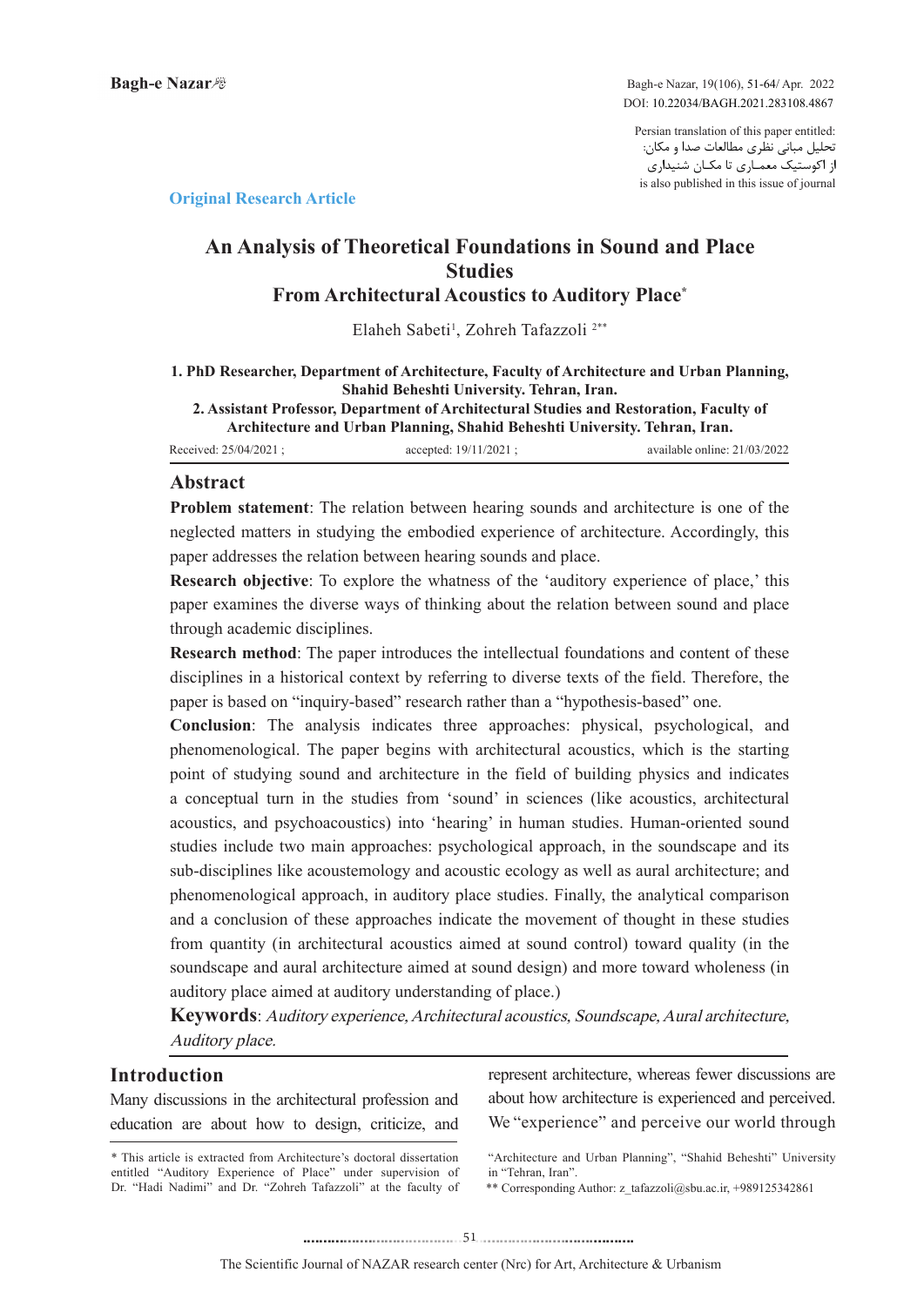Persian translation of this paper entitled:
تحلیل مبانی نظری مطالعات صدا و مکان:
از اکوستیک معماری تا مکان شنیداری
is also published in this issue of journal

**Original Research Article**

# An Analysis of Theoretical Foundations in Sound and Place Studies
## From Architectural Acoustics to Auditory Place*

Elaheh Sabeti[1], Zohreh Tafazzoli [2**]

**1. PhD Researcher, Department of Architecture, Faculty of Architecture and Urban Planning, Shahid Beheshti University. Tehran, Iran.**
**2. Assistant Professor, Department of Architectural Studies and Restoration, Faculty of Architecture and Urban Planning, Shahid Beheshti University. Tehran, Iran.**

Received: 25/04/2021 ; accepted: 19/11/2021 ; available online: 21/03/2022

## Abstract

**Problem statement**: The relation between hearing sounds and architecture is one of the neglected matters in studying the embodied experience of architecture. Accordingly, this paper addresses the relation between hearing sounds and place.

**Research objective**: To explore the whatness of the 'auditory experience of place,' this paper examines the diverse ways of thinking about the relation between sound and place through academic disciplines.

**Research method**: The paper introduces the intellectual foundations and content of these disciplines in a historical context by referring to diverse texts of the field. Therefore, the paper is based on "inquiry-based" research rather than a "hypothesis-based" one.

**Conclusion**: The analysis indicates three approaches: physical, psychological, and phenomenological. The paper begins with architectural acoustics, which is the starting point of studying sound and architecture in the field of building physics and indicates a conceptual turn in the studies from 'sound' in sciences (like acoustics, architectural acoustics, and psychoacoustics) into 'hearing' in human studies. Human-oriented sound studies include two main approaches: psychological approach, in the soundscape and its sub-disciplines like acoustemology and acoustic ecology as well as aural architecture; and phenomenological approach, in auditory place studies. Finally, the analytical comparison and a conclusion of these approaches indicate the movement of thought in these studies from quantity (in architectural acoustics aimed at sound control) toward quality (in the soundscape and aural architecture aimed at sound design) and more toward wholeness (in auditory place aimed at auditory understanding of place.)

**Keywords**: *Auditory experience, Architectural acoustics, Soundscape, Aural architecture, Auditory place.*

## Introduction

Many discussions in the architectural profession and education are about how to design, criticize, and represent architecture, whereas fewer discussions are about how architecture is experienced and perceived. We "experience" and perceive our world through

---

\* This article is extracted from Architecture's doctoral dissertation entitled "Auditory Experience of Place" under supervision of Dr. "Hadi Nadimi" and Dr. "Zohreh Tafazzoli" at the faculty of "Architecture and Urban Planning", "Shahid Beheshti" University in "Tehran, Iran".

\** Corresponding Author: z_tafazzoli@sbu.ac.ir, +989125342861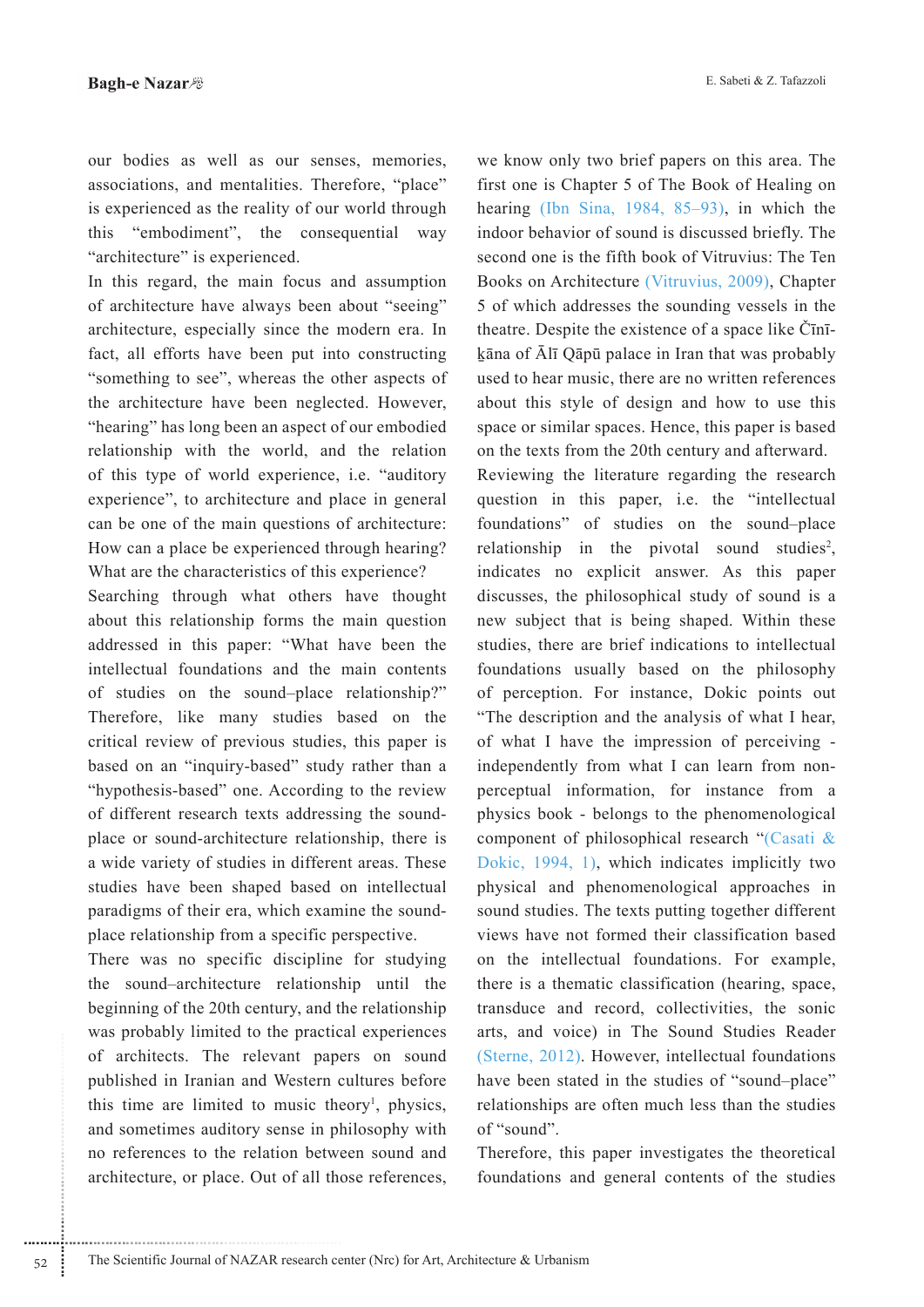our bodies as well as our senses, memories, associations, and mentalities. Therefore, "place" is experienced as the reality of our world through this "embodiment", the consequential way "architecture" is experienced.

In this regard, the main focus and assumption of architecture have always been about "seeing" architecture, especially since the modern era. In fact, all efforts have been put into constructing "something to see", whereas the other aspects of the architecture have been neglected. However, "hearing" has long been an aspect of our embodied relationship with the world, and the relation of this type of world experience, i.e. "auditory experience", to architecture and place in general can be one of the main questions of architecture: How can a place be experienced through hearing? What are the characteristics of this experience?

Searching through what others have thought about this relationship forms the main question addressed in this paper: "What have been the intellectual foundations and the main contents of studies on the sound–place relationship?" Therefore, like many studies based on the critical review of previous studies, this paper is based on an "inquiry-based" study rather than a "hypothesis-based" one. According to the review of different research texts addressing the sound-place or sound-architecture relationship, there is a wide variety of studies in different areas. These studies have been shaped based on intellectual paradigms of their era, which examine the sound-place relationship from a specific perspective.

There was no specific discipline for studying the sound–architecture relationship until the beginning of the 20th century, and the relationship was probably limited to the practical experiences of architects. The relevant papers on sound published in Iranian and Western cultures before this time are limited to music theory[1], physics, and sometimes auditory sense in philosophy with no references to the relation between sound and architecture, or place. Out of all those references, we know only two brief papers on this area. The first one is Chapter 5 of The Book of Healing on hearing (Ibn Sina, 1984, 85–93), in which the indoor behavior of sound is discussed briefly. The second one is the fifth book of Vitruvius: The Ten Books on Architecture (Vitruvius, 2009), Chapter 5 of which addresses the sounding vessels in the theatre. Despite the existence of a space like Čīnī-ḵāna of Ālī Qāpū palace in Iran that was probably used to hear music, there are no written references about this style of design and how to use this space or similar spaces. Hence, this paper is based on the texts from the 20th century and afterward.

Reviewing the literature regarding the research question in this paper, i.e. the "intellectual foundations" of studies on the sound–place relationship in the pivotal sound studies[2], indicates no explicit answer. As this paper discusses, the philosophical study of sound is a new subject that is being shaped. Within these studies, there are brief indications to intellectual foundations usually based on the philosophy of perception. For instance, Dokic points out "The description and the analysis of what I hear, of what I have the impression of perceiving - independently from what I can learn from non-perceptual information, for instance from a physics book - belongs to the phenomenological component of philosophical research "(Casati & Dokic, 1994, 1), which indicates implicitly two physical and phenomenological approaches in sound studies. The texts putting together different views have not formed their classification based on the intellectual foundations. For example, there is a thematic classification (hearing, space, transduce and record, collectivities, the sonic arts, and voice) in The Sound Studies Reader (Sterne, 2012). However, intellectual foundations have been stated in the studies of "sound–place" relationships are often much less than the studies of "sound".

Therefore, this paper investigates the theoretical foundations and general contents of the studies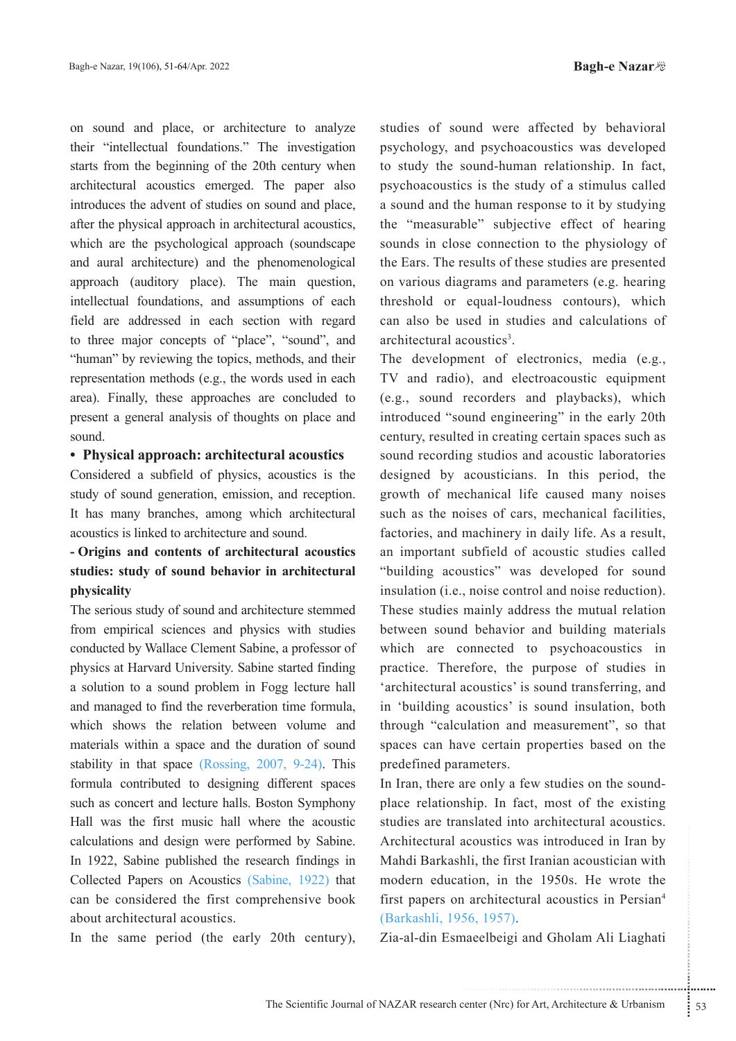on sound and place, or architecture to analyze their "intellectual foundations." The investigation starts from the beginning of the 20th century when architectural acoustics emerged. The paper also introduces the advent of studies on sound and place, after the physical approach in architectural acoustics, which are the psychological approach (soundscape and aural architecture) and the phenomenological approach (auditory place). The main question, intellectual foundations, and assumptions of each field are addressed in each section with regard to three major concepts of "place", "sound", and "human" by reviewing the topics, methods, and their representation methods (e.g., the words used in each area). Finally, these approaches are concluded to present a general analysis of thoughts on place and sound.

## • Physical approach: architectural acoustics

Considered a subfield of physics, acoustics is the study of sound generation, emission, and reception. It has many branches, among which architectural acoustics is linked to architecture and sound.

### - Origins and contents of architectural acoustics studies: study of sound behavior in architectural physicality

The serious study of sound and architecture stemmed from empirical sciences and physics with studies conducted by Wallace Clement Sabine, a professor of physics at Harvard University. Sabine started finding a solution to a sound problem in Fogg lecture hall and managed to find the reverberation time formula, which shows the relation between volume and materials within a space and the duration of sound stability in that space (Rossing, 2007, 9-24). This formula contributed to designing different spaces such as concert and lecture halls. Boston Symphony Hall was the first music hall where the acoustic calculations and design were performed by Sabine. In 1922, Sabine published the research findings in Collected Papers on Acoustics (Sabine, 1922) that can be considered the first comprehensive book about architectural acoustics.

In the same period (the early 20th century), studies of sound were affected by behavioral psychology, and psychoacoustics was developed to study the sound-human relationship. In fact, psychoacoustics is the study of a stimulus called a sound and the human response to it by studying the "measurable" subjective effect of hearing sounds in close connection to the physiology of the Ears. The results of these studies are presented on various diagrams and parameters (e.g. hearing threshold or equal-loudness contours), which can also be used in studies and calculations of architectural acoustics[3].

The development of electronics, media (e.g., TV and radio), and electroacoustic equipment (e.g., sound recorders and playbacks), which introduced "sound engineering" in the early 20th century, resulted in creating certain spaces such as sound recording studios and acoustic laboratories designed by acousticians. In this period, the growth of mechanical life caused many noises such as the noises of cars, mechanical facilities, factories, and machinery in daily life. As a result, an important subfield of acoustic studies called "building acoustics" was developed for sound insulation (i.e., noise control and noise reduction). These studies mainly address the mutual relation between sound behavior and building materials which are connected to psychoacoustics in practice. Therefore, the purpose of studies in 'architectural acoustics' is sound transferring, and in 'building acoustics' is sound insulation, both through "calculation and measurement", so that spaces can have certain properties based on the predefined parameters.

In Iran, there are only a few studies on the sound-place relationship. In fact, most of the existing studies are translated into architectural acoustics. Architectural acoustics was introduced in Iran by Mahdi Barkashli, the first Iranian acoustician with modern education, in the 1950s. He wrote the first papers on architectural acoustics in Persian[4] (Barkashli, 1956, 1957).

Zia-al-din Esmaeelbeigi and Gholam Ali Liaghati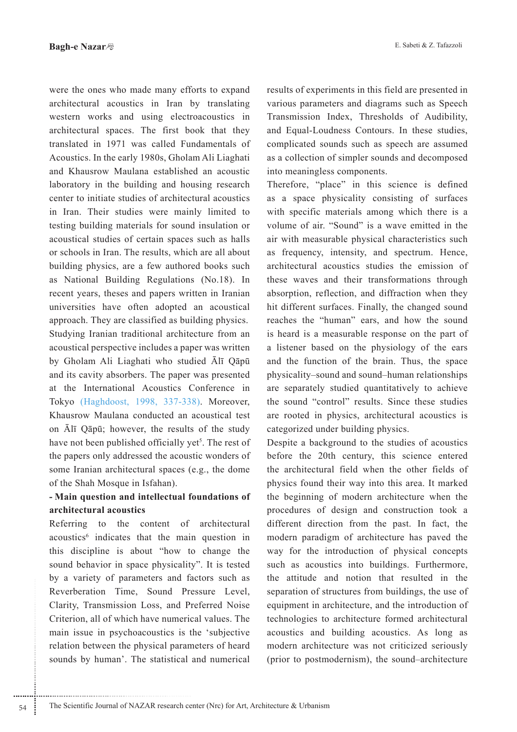were the ones who made many efforts to expand architectural acoustics in Iran by translating western works and using electroacoustics in architectural spaces. The first book that they translated in 1971 was called Fundamentals of Acoustics. In the early 1980s, Gholam Ali Liaghati and Khausrow Maulana established an acoustic laboratory in the building and housing research center to initiate studies of architectural acoustics in Iran. Their studies were mainly limited to testing building materials for sound insulation or acoustical studies of certain spaces such as halls or schools in Iran. The results, which are all about building physics, are a few authored books such as National Building Regulations (No.18). In recent years, theses and papers written in Iranian universities have often adopted an acoustical approach. They are classified as building physics.

Studying Iranian traditional architecture from an acoustical perspective includes a paper was written by Gholam Ali Liaghati who studied Ālī Qāpū and its cavity absorbers. The paper was presented at the International Acoustics Conference in Tokyo (Haghdoost, 1998, 337-338). Moreover, Khausrow Maulana conducted an acoustical test on Ālī Qāpū; however, the results of the study have not been published officially yet[5]. The rest of the papers only addressed the acoustic wonders of some Iranian architectural spaces (e.g., the dome of the Shah Mosque in Isfahan).

**- Main question and intellectual foundations of architectural acoustics**

Referring to the content of architectural acoustics[6] indicates that the main question in this discipline is about "how to change the sound behavior in space physicality". It is tested by a variety of parameters and factors such as Reverberation Time, Sound Pressure Level, Clarity, Transmission Loss, and Preferred Noise Criterion, all of which have numerical values. The main issue in psychoacoustics is the 'subjective relation between the physical parameters of heard sounds by human'. The statistical and numerical results of experiments in this field are presented in various parameters and diagrams such as Speech Transmission Index, Thresholds of Audibility, and Equal-Loudness Contours. In these studies, complicated sounds such as speech are assumed as a collection of simpler sounds and decomposed into meaningless components.

Therefore, "place" in this science is defined as a space physicality consisting of surfaces with specific materials among which there is a volume of air. "Sound" is a wave emitted in the air with measurable physical characteristics such as frequency, intensity, and spectrum. Hence, architectural acoustics studies the emission of these waves and their transformations through absorption, reflection, and diffraction when they hit different surfaces. Finally, the changed sound reaches the "human" ears, and how the sound is heard is a measurable response on the part of a listener based on the physiology of the ears and the function of the brain. Thus, the space physicality–sound and sound–human relationships are separately studied quantitatively to achieve the sound "control" results. Since these studies are rooted in physics, architectural acoustics is categorized under building physics.

Despite a background to the studies of acoustics before the 20th century, this science entered the architectural field when the other fields of physics found their way into this area. It marked the beginning of modern architecture when the procedures of design and construction took a different direction from the past. In fact, the modern paradigm of architecture has paved the way for the introduction of physical concepts such as acoustics into buildings. Furthermore, the attitude and notion that resulted in the separation of structures from buildings, the use of equipment in architecture, and the introduction of technologies to architecture formed architectural acoustics and building acoustics. As long as modern architecture was not criticized seriously (prior to postmodernism), the sound–architecture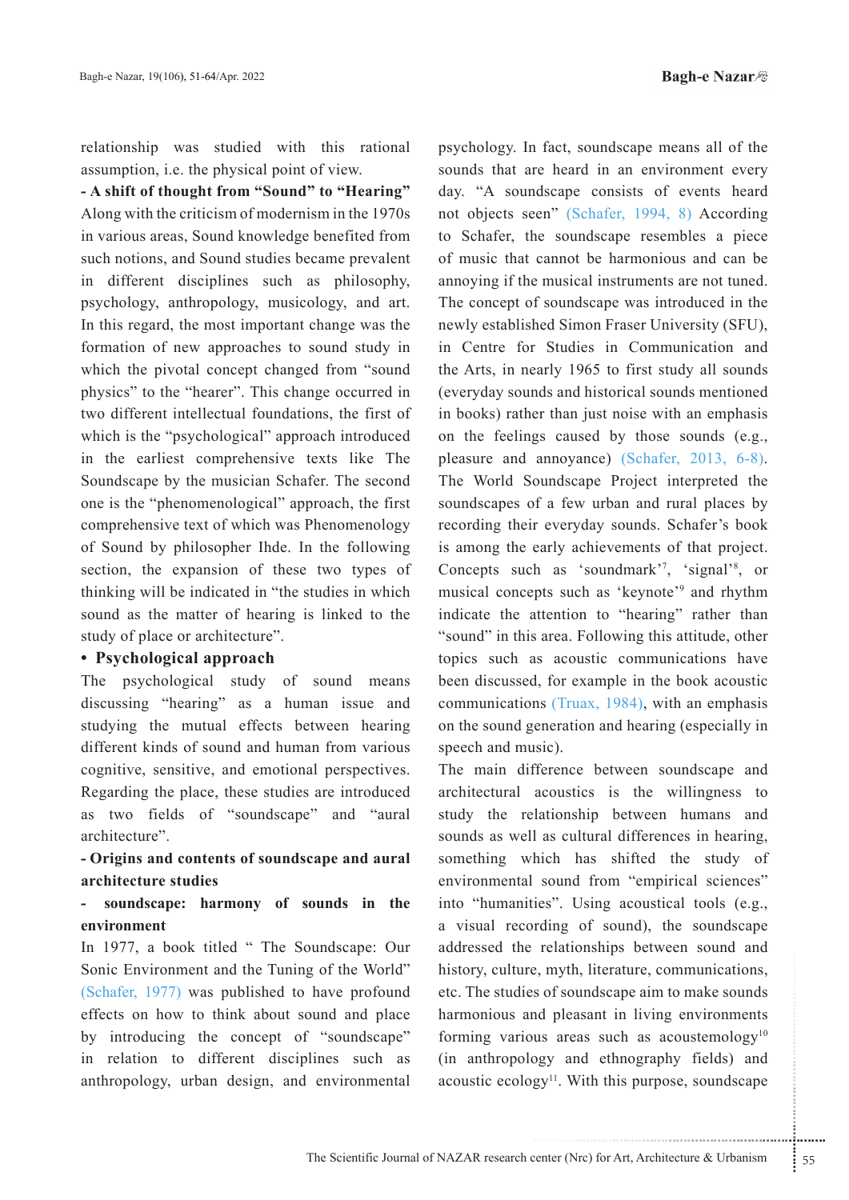relationship was studied with this rational assumption, i.e. the physical point of view.

**- A shift of thought from "Sound" to "Hearing"**

Along with the criticism of modernism in the 1970s in various areas, Sound knowledge benefited from such notions, and Sound studies became prevalent in different disciplines such as philosophy, psychology, anthropology, musicology, and art. In this regard, the most important change was the formation of new approaches to sound study in which the pivotal concept changed from "sound physics" to the "hearer". This change occurred in two different intellectual foundations, the first of which is the "psychological" approach introduced in the earliest comprehensive texts like The Soundscape by the musician Schafer. The second one is the "phenomenological" approach, the first comprehensive text of which was Phenomenology of Sound by philosopher Ihde. In the following section, the expansion of these two types of thinking will be indicated in "the studies in which sound as the matter of hearing is linked to the study of place or architecture".

**• Psychological approach**

The psychological study of sound means discussing "hearing" as a human issue and studying the mutual effects between hearing different kinds of sound and human from various cognitive, sensitive, and emotional perspectives. Regarding the place, these studies are introduced as two fields of "soundscape" and "aural architecture".

**- Origins and contents of soundscape and aural architecture studies**

**- soundscape: harmony of sounds in the environment**

In 1977, a book titled " The Soundscape: Our Sonic Environment and the Tuning of the World" (Schafer, 1977) was published to have profound effects on how to think about sound and place by introducing the concept of "soundscape" in relation to different disciplines such as anthropology, urban design, and environmental psychology. In fact, soundscape means all of the sounds that are heard in an environment every day. "A soundscape consists of events heard not objects seen" (Schafer, 1994, 8) According to Schafer, the soundscape resembles a piece of music that cannot be harmonious and can be annoying if the musical instruments are not tuned. The concept of soundscape was introduced in the newly established Simon Fraser University (SFU), in Centre for Studies in Communication and the Arts, in nearly 1965 to first study all sounds (everyday sounds and historical sounds mentioned in books) rather than just noise with an emphasis on the feelings caused by those sounds (e.g., pleasure and annoyance) (Schafer, 2013, 6-8). The World Soundscape Project interpreted the soundscapes of a few urban and rural places by recording their everyday sounds. Schafer's book is among the early achievements of that project. Concepts such as 'soundmark'[7], 'signal'[8], or musical concepts such as 'keynote'[9] and rhythm indicate the attention to "hearing" rather than "sound" in this area. Following this attitude, other topics such as acoustic communications have been discussed, for example in the book acoustic communications (Truax, 1984), with an emphasis on the sound generation and hearing (especially in speech and music).

The main difference between soundscape and architectural acoustics is the willingness to study the relationship between humans and sounds as well as cultural differences in hearing, something which has shifted the study of environmental sound from "empirical sciences" into "humanities". Using acoustical tools (e.g., a visual recording of sound), the soundscape addressed the relationships between sound and history, culture, myth, literature, communications, etc. The studies of soundscape aim to make sounds harmonious and pleasant in living environments forming various areas such as acoustemology[10] (in anthropology and ethnography fields) and acoustic ecology[11]. With this purpose, soundscape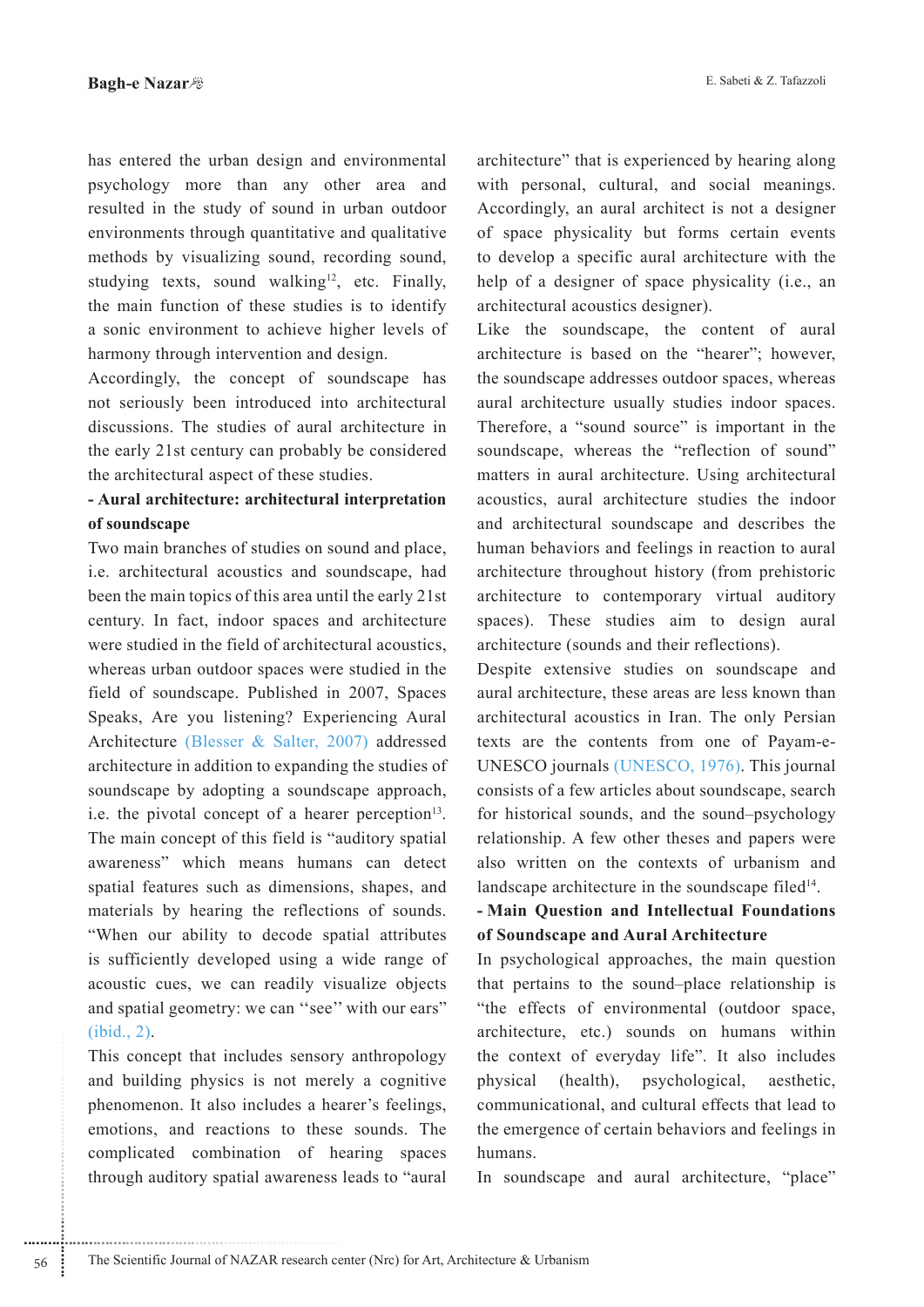has entered the urban design and environmental psychology more than any other area and resulted in the study of sound in urban outdoor environments through quantitative and qualitative methods by visualizing sound, recording sound, studying texts, sound walking[12], etc. Finally, the main function of these studies is to identify a sonic environment to achieve higher levels of harmony through intervention and design.

Accordingly, the concept of soundscape has not seriously been introduced into architectural discussions. The studies of aural architecture in the early 21st century can probably be considered the architectural aspect of these studies.

**- Aural architecture: architectural interpretation of soundscape**

Two main branches of studies on sound and place, i.e. architectural acoustics and soundscape, had been the main topics of this area until the early 21st century. In fact, indoor spaces and architecture were studied in the field of architectural acoustics, whereas urban outdoor spaces were studied in the field of soundscape. Published in 2007, Spaces Speaks, Are you listening? Experiencing Aural Architecture (Blesser & Salter, 2007) addressed architecture in addition to expanding the studies of soundscape by adopting a soundscape approach, i.e. the pivotal concept of a hearer perception[13]. The main concept of this field is "auditory spatial awareness" which means humans can detect spatial features such as dimensions, shapes, and materials by hearing the reflections of sounds. "When our ability to decode spatial attributes is sufficiently developed using a wide range of acoustic cues, we can readily visualize objects and spatial geometry: we can "see" with our ears" (ibid., 2).

This concept that includes sensory anthropology and building physics is not merely a cognitive phenomenon. It also includes a hearer's feelings, emotions, and reactions to these sounds. The complicated combination of hearing spaces through auditory spatial awareness leads to "aural architecture" that is experienced by hearing along with personal, cultural, and social meanings. Accordingly, an aural architect is not a designer of space physicality but forms certain events to develop a specific aural architecture with the help of a designer of space physicality (i.e., an architectural acoustics designer).

Like the soundscape, the content of aural architecture is based on the "hearer"; however, the soundscape addresses outdoor spaces, whereas aural architecture usually studies indoor spaces. Therefore, a "sound source" is important in the soundscape, whereas the "reflection of sound" matters in aural architecture. Using architectural acoustics, aural architecture studies the indoor and architectural soundscape and describes the human behaviors and feelings in reaction to aural architecture throughout history (from prehistoric architecture to contemporary virtual auditory spaces). These studies aim to design aural architecture (sounds and their reflections).

Despite extensive studies on soundscape and aural architecture, these areas are less known than architectural acoustics in Iran. The only Persian texts are the contents from one of Payam-e-UNESCO journals (UNESCO, 1976). This journal consists of a few articles about soundscape, search for historical sounds, and the sound–psychology relationship. A few other theses and papers were also written on the contexts of urbanism and landscape architecture in the soundscape filed[14].

**- Main Question and Intellectual Foundations of Soundscape and Aural Architecture**

In psychological approaches, the main question that pertains to the sound–place relationship is "the effects of environmental (outdoor space, architecture, etc.) sounds on humans within the context of everyday life". It also includes physical (health), psychological, aesthetic, communicational, and cultural effects that lead to the emergence of certain behaviors and feelings in humans.

In soundscape and aural architecture, "place"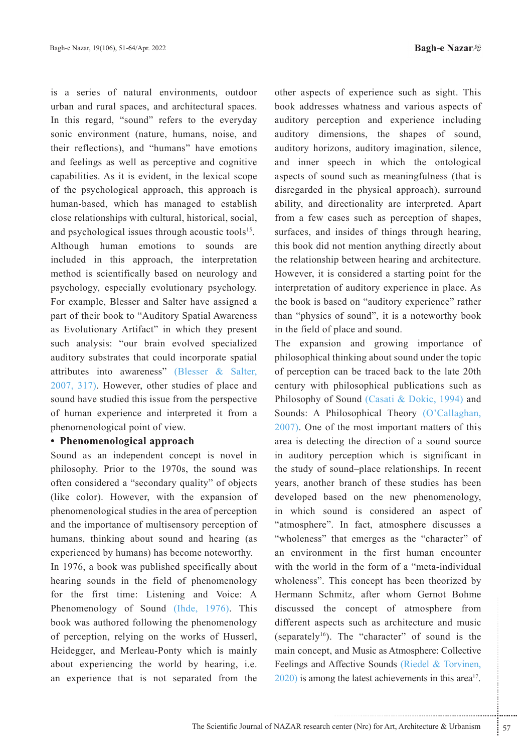is a series of natural environments, outdoor urban and rural spaces, and architectural spaces. In this regard, "sound" refers to the everyday sonic environment (nature, humans, noise, and their reflections), and "humans" have emotions and feelings as well as perceptive and cognitive capabilities. As it is evident, in the lexical scope of the psychological approach, this approach is human-based, which has managed to establish close relationships with cultural, historical, social, and psychological issues through acoustic tools[15]. Although human emotions to sounds are included in this approach, the interpretation method is scientifically based on neurology and psychology, especially evolutionary psychology. For example, Blesser and Salter have assigned a part of their book to "Auditory Spatial Awareness as Evolutionary Artifact" in which they present such analysis: "our brain evolved specialized auditory substrates that could incorporate spatial attributes into awareness" (Blesser & Salter, 2007, 317). However, other studies of place and sound have studied this issue from the perspective of human experience and interpreted it from a phenomenological point of view.

- **Phenomenological approach**

Sound as an independent concept is novel in philosophy. Prior to the 1970s, the sound was often considered a "secondary quality" of objects (like color). However, with the expansion of phenomenological studies in the area of perception and the importance of multisensory perception of humans, thinking about sound and hearing (as experienced by humans) has become noteworthy.

In 1976, a book was published specifically about hearing sounds in the field of phenomenology for the first time: Listening and Voice: A Phenomenology of Sound (Ihde, 1976). This book was authored following the phenomenology of perception, relying on the works of Husserl, Heidegger, and Merleau-Ponty which is mainly about experiencing the world by hearing, i.e. an experience that is not separated from the other aspects of experience such as sight. This book addresses whatness and various aspects of auditory perception and experience including auditory dimensions, the shapes of sound, auditory horizons, auditory imagination, silence, and inner speech in which the ontological aspects of sound such as meaningfulness (that is disregarded in the physical approach), surround ability, and directionality are interpreted. Apart from a few cases such as perception of shapes, surfaces, and insides of things through hearing, this book did not mention anything directly about the relationship between hearing and architecture. However, it is considered a starting point for the interpretation of auditory experience in place. As the book is based on "auditory experience" rather than "physics of sound", it is a noteworthy book in the field of place and sound.

The expansion and growing importance of philosophical thinking about sound under the topic of perception can be traced back to the late 20th century with philosophical publications such as Philosophy of Sound (Casati & Dokic, 1994) and Sounds: A Philosophical Theory (O'Callaghan, 2007). One of the most important matters of this area is detecting the direction of a sound source in auditory perception which is significant in the study of sound–place relationships. In recent years, another branch of these studies has been developed based on the new phenomenology, in which sound is considered an aspect of "atmosphere". In fact, atmosphere discusses a "wholeness" that emerges as the "character" of an environment in the first human encounter with the world in the form of a "meta-individual wholeness". This concept has been theorized by Hermann Schmitz, after whom Gernot Bohme discussed the concept of atmosphere from different aspects such as architecture and music (separately[16]). The "character" of sound is the main concept, and Music as Atmosphere: Collective Feelings and Affective Sounds (Riedel & Torvinen, 2020) is among the latest achievements in this area[17].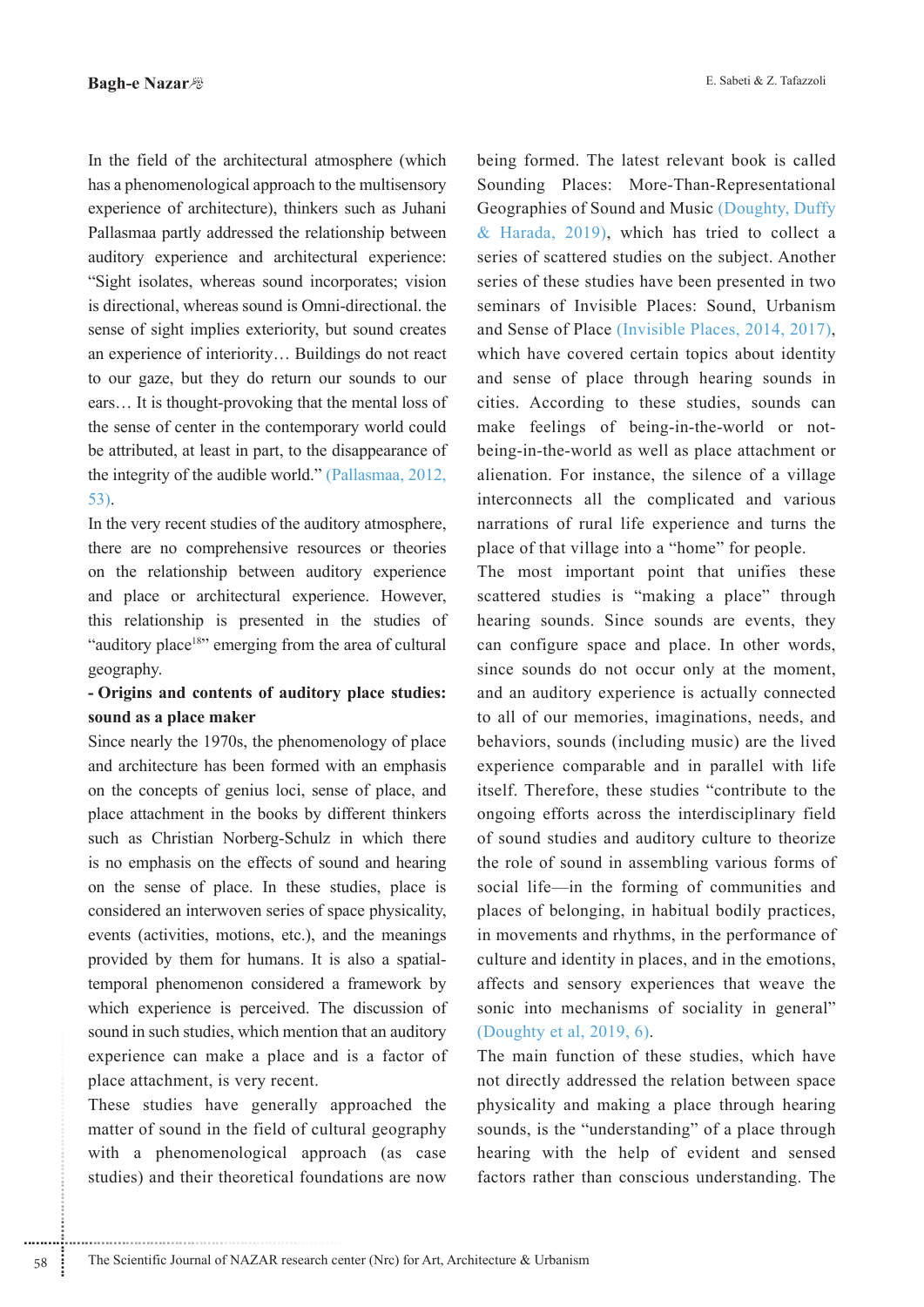In the field of the architectural atmosphere (which has a phenomenological approach to the multisensory experience of architecture), thinkers such as Juhani Pallasmaa partly addressed the relationship between auditory experience and architectural experience: “Sight isolates, whereas sound incorporates; vision is directional, whereas sound is Omni-directional. the sense of sight implies exteriority, but sound creates an experience of interiority… Buildings do not react to our gaze, but they do return our sounds to our ears… It is thought-provoking that the mental loss of the sense of center in the contemporary world could be attributed, at least in part, to the disappearance of the integrity of the audible world.” (Pallasmaa, 2012, 53).

In the very recent studies of the auditory atmosphere, there are no comprehensive resources or theories on the relationship between auditory experience and place or architectural experience. However, this relationship is presented in the studies of “auditory place[18]” emerging from the area of cultural geography.

**- Origins and contents of auditory place studies: sound as a place maker**

Since nearly the 1970s, the phenomenology of place and architecture has been formed with an emphasis on the concepts of genius loci, sense of place, and place attachment in the books by different thinkers such as Christian Norberg-Schulz in which there is no emphasis on the effects of sound and hearing on the sense of place. In these studies, place is considered an interwoven series of space physicality, events (activities, motions, etc.), and the meanings provided by them for humans. It is also a spatial-temporal phenomenon considered a framework by which experience is perceived. The discussion of sound in such studies, which mention that an auditory experience can make a place and is a factor of place attachment, is very recent.

These studies have generally approached the matter of sound in the field of cultural geography with a phenomenological approach (as case studies) and their theoretical foundations are now being formed. The latest relevant book is called Sounding Places: More-Than-Representational Geographies of Sound and Music (Doughty, Duffy & Harada, 2019), which has tried to collect a series of scattered studies on the subject. Another series of these studies have been presented in two seminars of Invisible Places: Sound, Urbanism and Sense of Place (Invisible Places, 2014, 2017), which have covered certain topics about identity and sense of place through hearing sounds in cities. According to these studies, sounds can make feelings of being-in-the-world or not-being-in-the-world as well as place attachment or alienation. For instance, the silence of a village interconnects all the complicated and various narrations of rural life experience and turns the place of that village into a “home” for people.

The most important point that unifies these scattered studies is “making a place” through hearing sounds. Since sounds are events, they can configure space and place. In other words, since sounds do not occur only at the moment, and an auditory experience is actually connected to all of our memories, imaginations, needs, and behaviors, sounds (including music) are the lived experience comparable and in parallel with life itself. Therefore, these studies “contribute to the ongoing efforts across the interdisciplinary field of sound studies and auditory culture to theorize the role of sound in assembling various forms of social life—in the forming of communities and places of belonging, in habitual bodily practices, in movements and rhythms, in the performance of culture and identity in places, and in the emotions, affects and sensory experiences that weave the sonic into mechanisms of sociality in general” (Doughty et al, 2019, 6).

The main function of these studies, which have not directly addressed the relation between space physicality and making a place through hearing sounds, is the “understanding” of a place through hearing with the help of evident and sensed factors rather than conscious understanding. The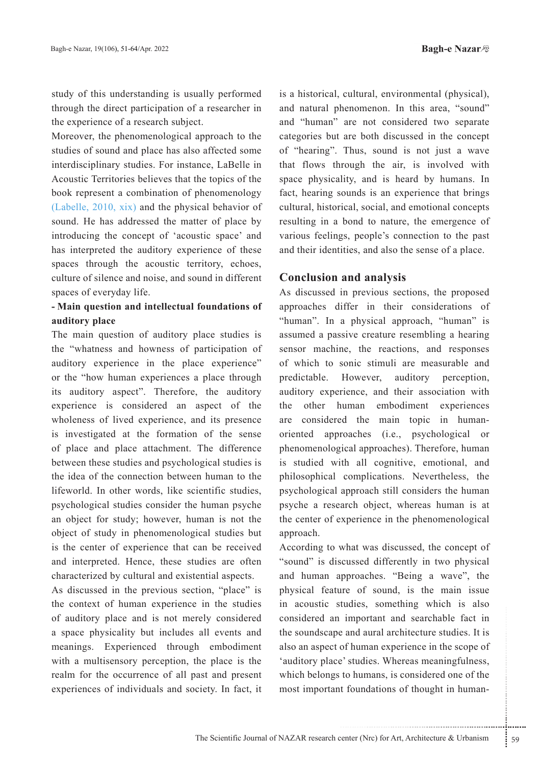study of this understanding is usually performed through the direct participation of a researcher in the experience of a research subject.

Moreover, the phenomenological approach to the studies of sound and place has also affected some interdisciplinary studies. For instance, LaBelle in Acoustic Territories believes that the topics of the book represent a combination of phenomenology (Labelle, 2010, xix) and the physical behavior of sound. He has addressed the matter of place by introducing the concept of 'acoustic space' and has interpreted the auditory experience of these spaces through the acoustic territory, echoes, culture of silence and noise, and sound in different spaces of everyday life.

**- Main question and intellectual foundations of auditory place**

The main question of auditory place studies is the "whatness and howness of participation of auditory experience in the place experience" or the "how human experiences a place through its auditory aspect". Therefore, the auditory experience is considered an aspect of the wholeness of lived experience, and its presence is investigated at the formation of the sense of place and place attachment. The difference between these studies and psychological studies is the idea of the connection between human to the lifeworld. In other words, like scientific studies, psychological studies consider the human psyche an object for study; however, human is not the object of study in phenomenological studies but is the center of experience that can be received and interpreted. Hence, these studies are often characterized by cultural and existential aspects.

As discussed in the previous section, "place" is the context of human experience in the studies of auditory place and is not merely considered a space physicality but includes all events and meanings. Experienced through embodiment with a multisensory perception, the place is the realm for the occurrence of all past and present experiences of individuals and society. In fact, it is a historical, cultural, environmental (physical), and natural phenomenon. In this area, "sound" and "human" are not considered two separate categories but are both discussed in the concept of "hearing". Thus, sound is not just a wave that flows through the air, is involved with space physicality, and is heard by humans. In fact, hearing sounds is an experience that brings cultural, historical, social, and emotional concepts resulting in a bond to nature, the emergence of various feelings, people's connection to the past and their identities, and also the sense of a place.

## Conclusion and analysis

As discussed in previous sections, the proposed approaches differ in their considerations of "human". In a physical approach, "human" is assumed a passive creature resembling a hearing sensor machine, the reactions, and responses of which to sonic stimuli are measurable and predictable. However, auditory perception, auditory experience, and their association with the other human embodiment experiences are considered the main topic in human-oriented approaches (i.e., psychological or phenomenological approaches). Therefore, human is studied with all cognitive, emotional, and philosophical complications. Nevertheless, the psychological approach still considers the human psyche a research object, whereas human is at the center of experience in the phenomenological approach.

According to what was discussed, the concept of "sound" is discussed differently in two physical and human approaches. "Being a wave", the physical feature of sound, is the main issue in acoustic studies, something which is also considered an important and searchable fact in the soundscape and aural architecture studies. It is also an aspect of human experience in the scope of 'auditory place' studies. Whereas meaningfulness, which belongs to humans, is considered one of the most important foundations of thought in human-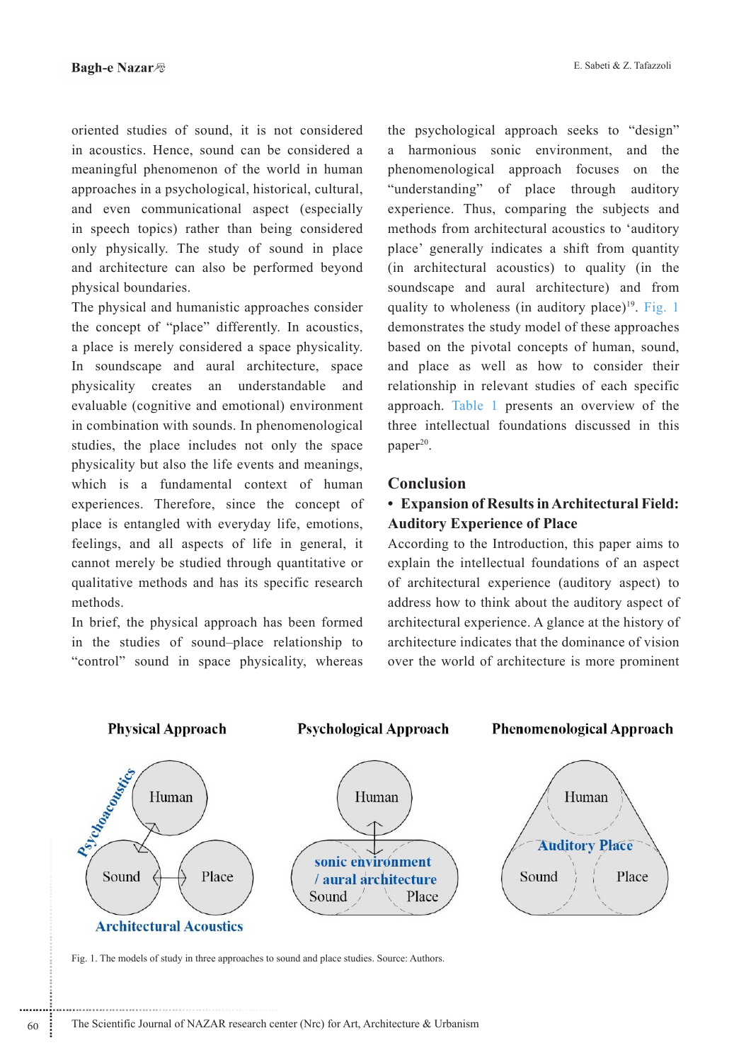oriented studies of sound, it is not considered in acoustics. Hence, sound can be considered a meaningful phenomenon of the world in human approaches in a psychological, historical, cultural, and even communicational aspect (especially in speech topics) rather than being considered only physically. The study of sound in place and architecture can also be performed beyond physical boundaries.

The physical and humanistic approaches consider the concept of "place" differently. In acoustics, a place is merely considered a space physicality. In soundscape and aural architecture, space physicality creates an understandable and evaluable (cognitive and emotional) environment in combination with sounds. In phenomenological studies, the place includes not only the space physicality but also the life events and meanings, which is a fundamental context of human experiences. Therefore, since the concept of place is entangled with everyday life, emotions, feelings, and all aspects of life in general, it cannot merely be studied through quantitative or qualitative methods and has its specific research methods.

In brief, the physical approach has been formed in the studies of sound–place relationship to "control" sound in space physicality, whereas the psychological approach seeks to "design" a harmonious sonic environment, and the phenomenological approach focuses on the "understanding" of place through auditory experience. Thus, comparing the subjects and methods from architectural acoustics to 'auditory place' generally indicates a shift from quantity (in architectural acoustics) to quality (in the soundscape and aural architecture) and from quality to wholeness (in auditory place)[19]. Fig. 1 demonstrates the study model of these approaches based on the pivotal concepts of human, sound, and place as well as how to consider their relationship in relevant studies of each specific approach. Table 1 presents an overview of the three intellectual foundations discussed in this paper[20].

## Conclusion

### • Expansion of Results in Architectural Field: Auditory Experience of Place

According to the Introduction, this paper aims to explain the intellectual foundations of an aspect of architectural experience (auditory aspect) to address how to think about the auditory aspect of architectural experience. A glance at the history of architecture indicates that the dominance of vision over the world of architecture is more prominent

Fig. 1. The models of study in three approaches to sound and place studies. Source: Authors.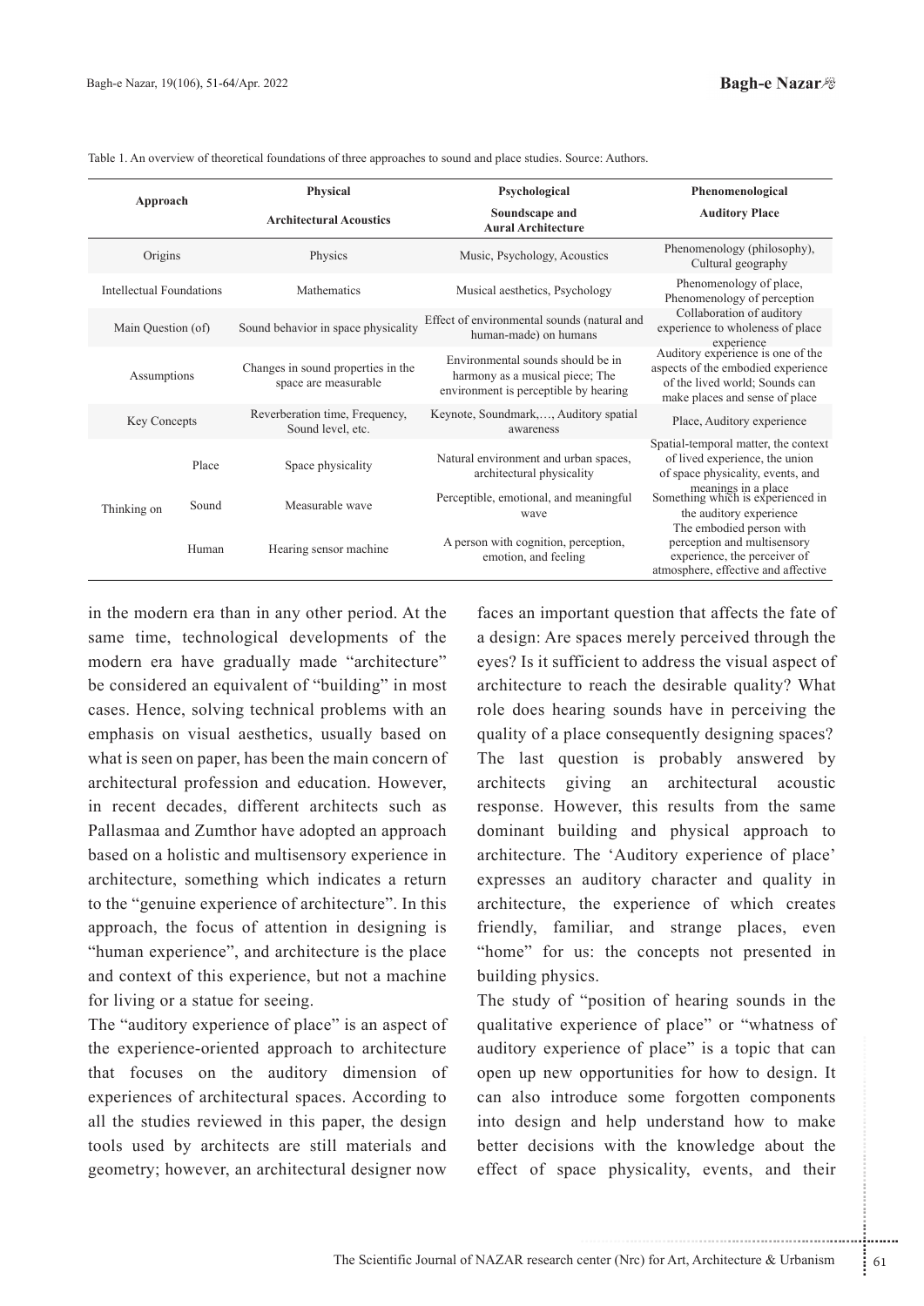Table 1. An overview of theoretical foundations of three approaches to sound and place studies. Source: Authors.

| Approach | | Physical Architectural Acoustics | Psychological Soundscape and Aural Architecture | Phenomenological Auditory Place |
|---|---|---|---|---|
| Origins | | Physics | Music, Psychology, Acoustics | Phenomenology (philosophy), Cultural geography |
| Intellectual Foundations | | Mathematics | Musical aesthetics, Psychology | Phenomenology of place, Phenomenology of perception |
| Main Question (of) | | Sound behavior in space physicality | Effect of environmental sounds (natural and human-made) on humans | Collaboration of auditory experience to wholeness of place experience |
| Assumptions | | Changes in sound properties in the space are measurable | Environmental sounds should be in harmony as a musical piece; The environment is perceptible by hearing | Auditory experience is one of the aspects of the embodied experience of the lived world; Sounds can make places and sense of place |
| Key Concepts | | Reverberation time, Frequency, Sound level, etc. | Keynote, Soundmark,…, Auditory spatial awareness | Place, Auditory experience |
| Thinking on | Place | Space physicality | Natural environment and urban spaces, architectural physicality | Spatial-temporal matter, the context of lived experience, the union of space physicality, events, and meanings in a place |
| | Sound | Measurable wave | Perceptible, emotional, and meaningful wave | Something which is experienced in the auditory experience |
| | Human | Hearing sensor machine | A person with cognition, perception, emotion, and feeling | The embodied person with perception and multisensory experience, the perceiver of atmosphere, effective and affective |

in the modern era than in any other period. At the same time, technological developments of the modern era have gradually made "architecture" be considered an equivalent of "building" in most cases. Hence, solving technical problems with an emphasis on visual aesthetics, usually based on what is seen on paper, has been the main concern of architectural profession and education. However, in recent decades, different architects such as Pallasmaa and Zumthor have adopted an approach based on a holistic and multisensory experience in architecture, something which indicates a return to the "genuine experience of architecture". In this approach, the focus of attention in designing is "human experience", and architecture is the place and context of this experience, but not a machine for living or a statue for seeing.

The "auditory experience of place" is an aspect of the experience-oriented approach to architecture that focuses on the auditory dimension of experiences of architectural spaces. According to all the studies reviewed in this paper, the design tools used by architects are still materials and geometry; however, an architectural designer now faces an important question that affects the fate of a design: Are spaces merely perceived through the eyes? Is it sufficient to address the visual aspect of architecture to reach the desirable quality? What role does hearing sounds have in perceiving the quality of a place consequently designing spaces? The last question is probably answered by architects giving an architectural acoustic response. However, this results from the same dominant building and physical approach to architecture. The 'Auditory experience of place' expresses an auditory character and quality in architecture, the experience of which creates friendly, familiar, and strange places, even "home" for us: the concepts not presented in building physics.

The study of "position of hearing sounds in the qualitative experience of place" or "whatness of auditory experience of place" is a topic that can open up new opportunities for how to design. It can also introduce some forgotten components into design and help understand how to make better decisions with the knowledge about the effect of space physicality, events, and their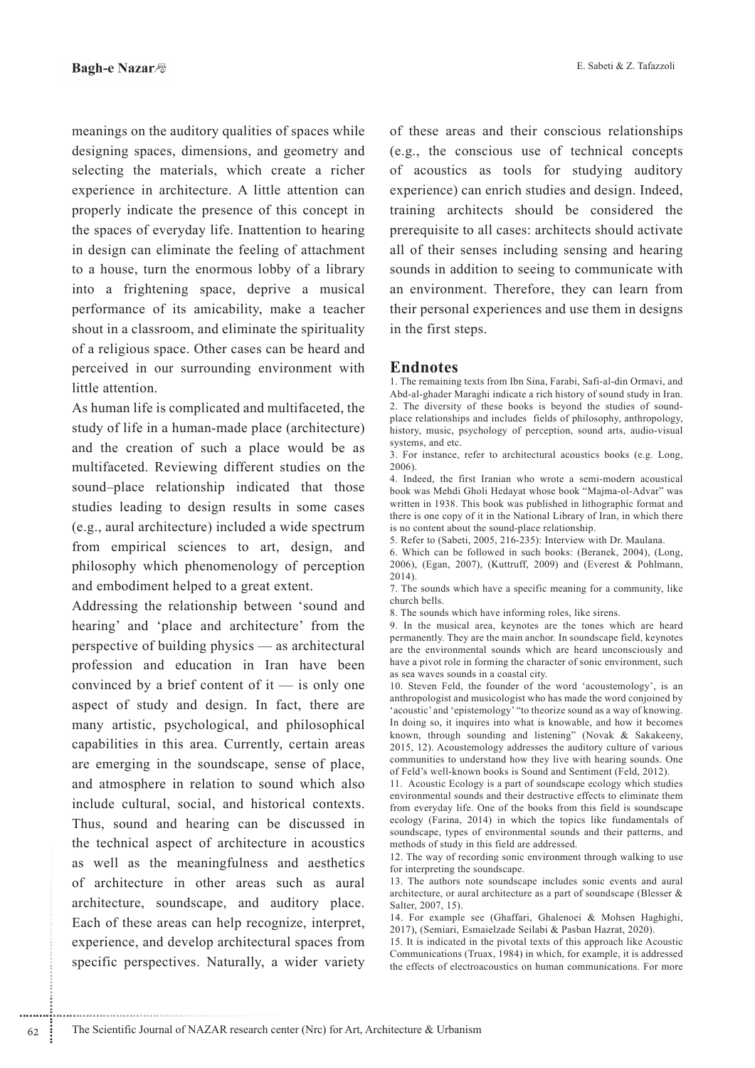meanings on the auditory qualities of spaces while designing spaces, dimensions, and geometry and selecting the materials, which create a richer experience in architecture. A little attention can properly indicate the presence of this concept in the spaces of everyday life. Inattention to hearing in design can eliminate the feeling of attachment to a house, turn the enormous lobby of a library into a frightening space, deprive a musical performance of its amicability, make a teacher shout in a classroom, and eliminate the spirituality of a religious space. Other cases can be heard and perceived in our surrounding environment with little attention.

As human life is complicated and multifaceted, the study of life in a human-made place (architecture) and the creation of such a place would be as multifaceted. Reviewing different studies on the sound–place relationship indicated that those studies leading to design results in some cases (e.g., aural architecture) included a wide spectrum from empirical sciences to art, design, and philosophy which phenomenology of perception and embodiment helped to a great extent.

Addressing the relationship between 'sound and hearing' and 'place and architecture' from the perspective of building physics — as architectural profession and education in Iran have been convinced by a brief content of it — is only one aspect of study and design. In fact, there are many artistic, psychological, and philosophical capabilities in this area. Currently, certain areas are emerging in the soundscape, sense of place, and atmosphere in relation to sound which also include cultural, social, and historical contexts. Thus, sound and hearing can be discussed in the technical aspect of architecture in acoustics as well as the meaningfulness and aesthetics of architecture in other areas such as aural architecture, soundscape, and auditory place. Each of these areas can help recognize, interpret, experience, and develop architectural spaces from specific perspectives. Naturally, a wider variety of these areas and their conscious relationships (e.g., the conscious use of technical concepts of acoustics as tools for studying auditory experience) can enrich studies and design. Indeed, training architects should be considered the prerequisite to all cases: architects should activate all of their senses including sensing and hearing sounds in addition to seeing to communicate with an environment. Therefore, they can learn from their personal experiences and use them in designs in the first steps.

## Endnotes

1. The remaining texts from Ibn Sina, Farabi, Safi-al-din Ormavi, and Abd-al-ghader Maraghi indicate a rich history of sound study in Iran.
2. The diversity of these books is beyond the studies of sound-place relationships and includes fields of philosophy, anthropology, history, music, psychology of perception, sound arts, audio-visual systems, and etc.
3. For instance, refer to architectural acoustics books (e.g. Long, 2006).
4. Indeed, the first Iranian who wrote a semi-modern acoustical book was Mehdi Gholi Hedayat whose book "Majma-ol-Advar" was written in 1938. This book was published in lithographic format and there is one copy of it in the National Library of Iran, in which there is no content about the sound-place relationship.
5. Refer to (Sabeti, 2005, 216-235): Interview with Dr. Maulana.
6. Which can be followed in such books: (Beranek, 2004), (Long, 2006), (Egan, 2007), (Kuttruff, 2009) and (Everest & Pohlmann, 2014).
7. The sounds which have a specific meaning for a community, like church bells.
8. The sounds which have informing roles, like sirens.
9. In the musical area, keynotes are the tones which are heard permanently. They are the main anchor. In soundscape field, keynotes are the environmental sounds which are heard unconsciously and have a pivot role in forming the character of sonic environment, such as sea waves sounds in a coastal city.
10. Steven Feld, the founder of the word 'acoustemology', is an anthropologist and musicologist who has made the word conjoined by 'acoustic' and 'epistemology' "to theorize sound as a way of knowing. In doing so, it inquires into what is knowable, and how it becomes known, through sounding and listening" (Novak & Sakakeeny, 2015, 12). Acoustemology addresses the auditory culture of various communities to understand how they live with hearing sounds. One of Feld's well-known books is Sound and Sentiment (Feld, 2012).
11. Acoustic Ecology is a part of soundscape ecology which studies environmental sounds and their destructive effects to eliminate them from everyday life. One of the books from this field is soundscape ecology (Farina, 2014) in which the topics like fundamentals of soundscape, types of environmental sounds and their patterns, and methods of study in this field are addressed.
12. The way of recording sonic environment through walking to use for interpreting the soundscape.
13. The authors note soundscape includes sonic events and aural architecture, or aural architecture as a part of soundscape (Blesser & Salter, 2007, 15).
14. For example see (Ghaffari, Ghalenoei & Mohsen Haghighi, 2017), (Semiari, Esmaielzade Seilabi & Pasban Hazrat, 2020).
15. It is indicated in the pivotal texts of this approach like Acoustic Communications (Truax, 1984) in which, for example, it is addressed the effects of electroacoustics on human communications. For more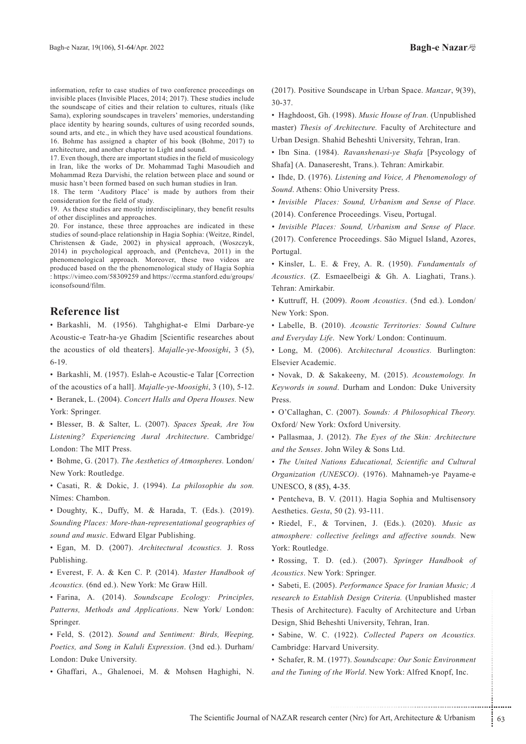information, refer to case studies of two conference proceedings on invisible places (Invisible Places, 2014; 2017). These studies include the soundscape of cities and their relation to cultures, rituals (like Sama), exploring soundscapes in travelers' memories, understanding place identity by hearing sounds, cultures of using recorded sounds, sound arts, and etc., in which they have used acoustical foundations.

16. Bohme has assigned a chapter of his book (Bohme, 2017) to architecture, and another chapter to Light and sound.

17. Even though, there are important studies in the field of musicology in Iran, like the works of Dr. Mohammad Taghi Masoudieh and Mohammad Reza Darvishi, the relation between place and sound or music hasn't been formed based on such human studies in Iran.

18. The term 'Auditory Place' is made by authors from their consideration for the field of study.

19. As these studies are mostly interdisciplinary, they benefit results of other disciplines and approaches.

20. For instance, these three approaches are indicated in these studies of sound-place relationship in Hagia Sophia: (Weitze, Rindel, Christensen & Gade, 2002) in physical approach, (Woszczyk, 2014) in psychological approach, and (Pentcheva, 2011) in the phenomenological approach. Moreover, these two videos are produced based on the the phenomenological study of Hagia Sophia : https://vimeo.com/58309259 and https://ccrma.stanford.edu/groups/iconsofsound/film.

## Reference list

• Barkashli, M. (1956). Tahghighat-e Elmi Darbare-ye Acoustic-e Teatr-ha-ye Ghadim [Scientific researches about the acoustics of old theaters]. *Majalle-ye-Moosighi*, 3 (5), 6-19.

• Barkashli, M. (1957). Eslah-e Acoustic-e Talar [Correction of the acoustics of a hall]. *Majalle-ye-Moosighi*, 3 (10), 5-12.

• Beranek, L. (2004). *Concert Halls and Opera Houses.* New York: Springer.

• Blesser, B. & Salter, L. (2007). *Spaces Speak, Are You Listening? Experiencing Aural Architecture*. Cambridge/ London: The MIT Press.

• Bohme, G. (2017). *The Aesthetics of Atmospheres.* London/ New York: Routledge.

• Casati, R. & Dokic, J. (1994). *La philosophie du son.* Nîmes: Chambon.

• Doughty, K., Duffy, M. & Harada, T. (Eds.). (2019). *Sounding Places: More-than-representational geographies of sound and music*. Edward Elgar Publishing.

• Egan, M. D. (2007). *Architectural Acoustics.* J. Ross Publishing.

• Everest, F. A. & Ken C. P. (2014). *Master Handbook of Acoustics.* (6nd ed.). New York: Mc Graw Hill.

• Farina, A. (2014). *Soundscape Ecology: Principles, Patterns, Methods and Applications*. New York/ London: Springer.

• Feld, S. (2012). *Sound and Sentiment: Birds, Weeping, Poetics, and Song in Kaluli Expression*. (3nd ed.). Durham/ London: Duke University.

• Ghaffari, A., Ghalenoei, M. & Mohsen Haghighi, N. (2017). Positive Soundscape in Urban Space. *Manzar*, 9(39), 30-37.

• Haghdoost, Gh. (1998). *Music House of Iran.* (Unpublished master) *Thesis of Architecture.* Faculty of Architecture and Urban Design. Shahid Beheshti University, Tehran, Iran.

• Ibn Sina. (1984). *Ravanshenasi-ye Shafa* [Psycology of Shafa] (A. Danaseresht, Trans.). Tehran: Amirkabir.

• Ihde, D. (1976). *Listening and Voice, A Phenomenology of Sound*. Athens: Ohio University Press.

• *Invisible Places: Sound, Urbanism and Sense of Place.* (2014). Conference Proceedings. Viseu, Portugal.

• *Invisible Places: Sound, Urbanism and Sense of Place.* (2017). Conference Proceedings. São Miguel Island, Azores, Portugal.

• Kinsler, L. E. & Frey, A. R. (1950). *Fundamentals of Acoustics*. (Z. Esmaeelbeigi & Gh. A. Liaghati, Trans.). Tehran: Amirkabir.

• Kuttruff, H. (2009). *Room Acoustics*. (5nd ed.). London/ New York: Spon.

• Labelle, B. (2010). *Acoustic Territories: Sound Culture and Everyday Life*. New York/ London: Continuum.

• Long, M. (2006). *Architectural Acoustics.* Burlington: Elsevier Academic.

• Novak, D. & Sakakeeny, M. (2015). *Acoustemology. In Keywords in sound*. Durham and London: Duke University Press.

• O'Callaghan, C. (2007). *Sounds: A Philosophical Theory.* Oxford/ New York: Oxford University.

• Pallasmaa, J. (2012). *The Eyes of the Skin: Architecture and the Senses*. John Wiley & Sons Ltd.

• *The United Nations Educational, Scientific and Cultural Organization (UNESCO)*. (1976). Mahnameh-ye Payame-e UNESCO, 8 (85), 4-35.

• Pentcheva, B. V. (2011). Hagia Sophia and Multisensory Aesthetics. *Gesta*, 50 (2). 93-111.

• Riedel, F., & Torvinen, J. (Eds.). (2020). *Music as atmosphere: collective feelings and affective sounds.* New York: Routledge.

• Rossing, T. D. (ed.). (2007). *Springer Handbook of Acoustics*. New York: Springer.

• Sabeti, E. (2005). *Performance Space for Iranian Music; A research to Establish Design Criteria.* (Unpublished master Thesis of Architecture). Faculty of Architecture and Urban Design, Shid Beheshti University, Tehran, Iran.

• Sabine, W. C. (1922). *Collected Papers on Acoustics.* Cambridge: Harvard University.

• Schafer, R. M. (1977). *Soundscape: Our Sonic Environment and the Tuning of the World*. New York: Alfred Knopf, Inc.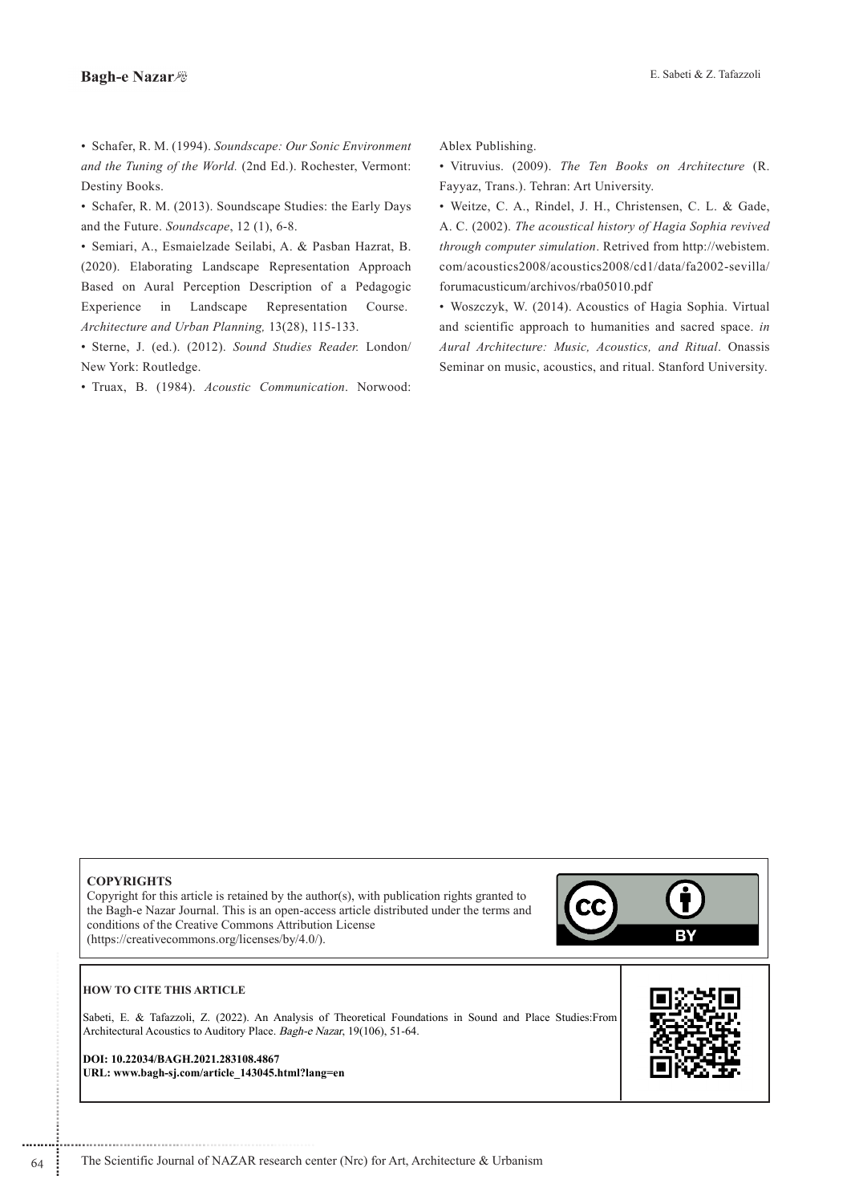- Schafer, R. M. (1994). *Soundscape: Our Sonic Environment and the Tuning of the World.* (2nd Ed.). Rochester, Vermont: Destiny Books.
- Schafer, R. M. (2013). Soundscape Studies: the Early Days and the Future. *Soundscape*, 12 (1), 6-8.
- Semiari, A., Esmaielzade Seilabi, A. & Pasban Hazrat, B. (2020). Elaborating Landscape Representation Approach Based on Aural Perception Description of a Pedagogic Experience in Landscape Representation Course. *Architecture and Urban Planning,* 13(28), 115-133.
- Sterne, J. (ed.). (2012). *Sound Studies Reader.* London/ New York: Routledge.
- Truax, B. (1984). *Acoustic Communication*. Norwood: Ablex Publishing.
- Vitruvius. (2009). *The Ten Books on Architecture* (R. Fayyaz, Trans.). Tehran: Art University.
- Weitze, C. A., Rindel, J. H., Christensen, C. L. & Gade, A. C. (2002). *The acoustical history of Hagia Sophia revived through computer simulation*. Retrived from http://webistem.com/acoustics2008/acoustics2008/cd1/data/fa2002-sevilla/forumacusticum/archivos/rba05010.pdf
- Woszczyk, W. (2014). Acoustics of Hagia Sophia. Virtual and scientific approach to humanities and sacred space. *in Aural Architecture: Music, Acoustics, and Ritual*. Onassis Seminar on music, acoustics, and ritual. Stanford University.

**COPYRIGHTS**

Copyright for this article is retained by the author(s), with publication rights granted to the Bagh-e Nazar Journal. This is an open-access article distributed under the terms and conditions of the Creative Commons Attribution License (https://creativecommons.org/licenses/by/4.0/).

**HOW TO CITE THIS ARTICLE**

Sabeti, E. & Tafazzoli, Z. (2022). An Analysis of Theoretical Foundations in Sound and Place Studies:From Architectural Acoustics to Auditory Place. *Bagh-e Nazar*, 19(106), 51-64.

**DOI: 10.22034/BAGH.2021.283108.4867**
**URL: www.bagh-sj.com/article_143045.html?lang=en**